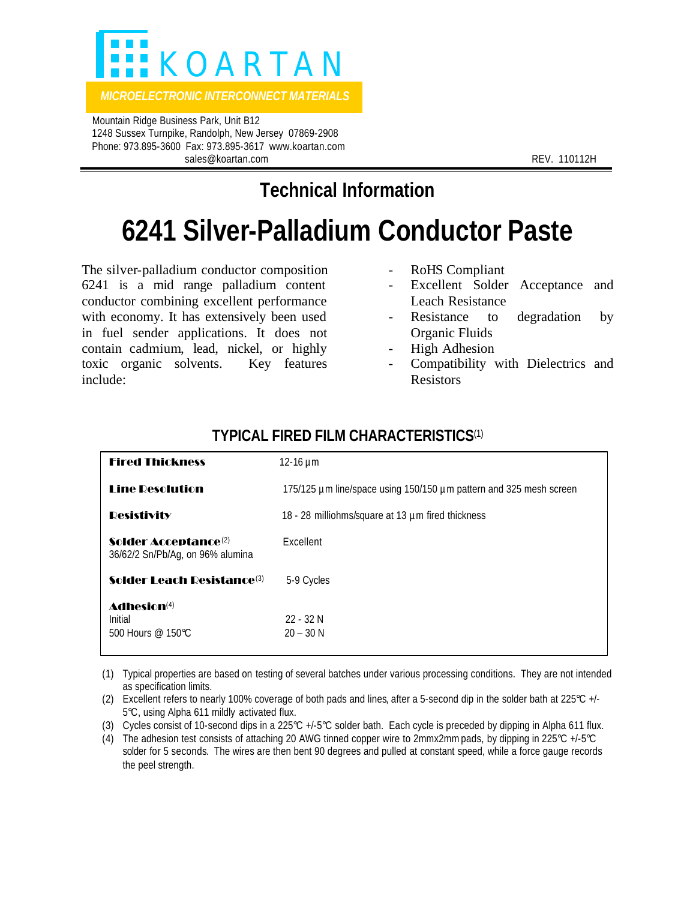KOARTAN

*MICROELECTRONIC INTERCONNECT MATERIALS*

Mountain Ridge Business Park, Unit B12
1248 Sussex Turnpike, Randolph, New Jersey 07869-2908
Phone: 973.895-3600 Fax: 973.895-3617 www.koartan.com
sales@koartan.com

REV. 110112H

## Technical Information

# 6241 Silver-Palladium Conductor Paste

The silver-palladium conductor composition 6241 is a mid range palladium content conductor combining excellent performance with economy. It has extensively been used in fuel sender applications. It does not contain cadmium, lead, nickel, or highly toxic organic solvents. Key features include:

- RoHS Compliant
- Excellent Solder Acceptance and Leach Resistance
- Resistance to degradation by Organic Fluids
- High Adhesion
- Compatibility with Dielectrics and Resistors

### TYPICAL FIRED FILM CHARACTERISTICS(1)

| Property | Value |
|---|---|
| **Fired Thickness** | 12-16 µm |
| **Line Resolution** | 175/125 µm line/space using 150/150 µm pattern and 325 mesh screen |
| **Resistivity** | 18 - 28 milliohms/square at 13 µm fired thickness |
| **Solder Acceptance**(2) 36/62/2 Sn/Pb/Ag, on 96% alumina | Excellent |
| **Solder Leach Resistance**(3) | 5-9 Cycles |
| **Adhesion**(4) | |
| Initial | 22 - 32 N |
| 500 Hours @ 150°C | 20 – 30 N |

(1) Typical properties are based on testing of several batches under various processing conditions. They are not intended as specification limits.
(2) Excellent refers to nearly 100% coverage of both pads and lines, after a 5-second dip in the solder bath at 225°C +/- 5°C, using Alpha 611 mildly activated flux.
(3) Cycles consist of 10-second dips in a 225°C +/-5°C solder bath. Each cycle is preceded by dipping in Alpha 611 flux.
(4) The adhesion test consists of attaching 20 AWG tinned copper wire to 2mmx2mm pads, by dipping in 225°C +/-5°C solder for 5 seconds. The wires are then bent 90 degrees and pulled at constant speed, while a force gauge records the peel strength.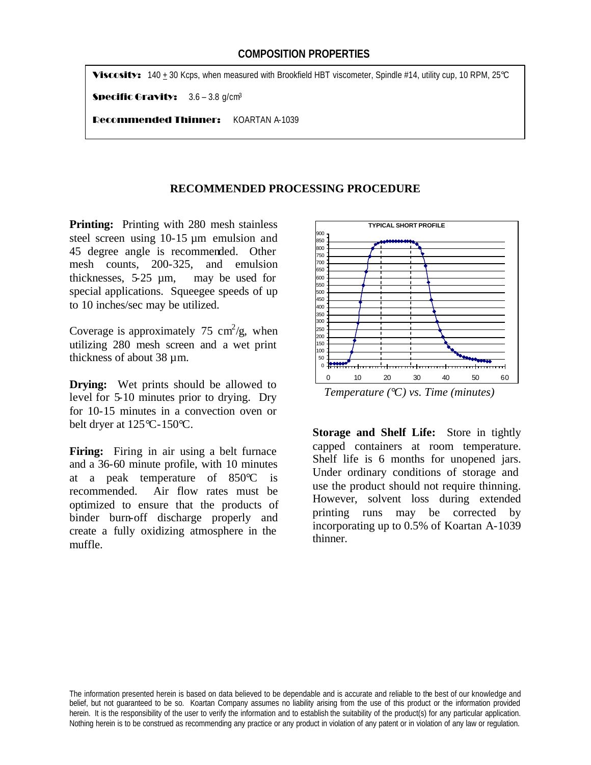## COMPOSITION PROPERTIES

**Viscosity:** 140 ± 30 Kcps, when measured with Brookfield HBT viscometer, Spindle #14, utility cup, 10 RPM, 25°C

**Specific Gravity:** 3.6 – 3.8 g/cm$^3$

**Recommended Thinner:** KOARTAN A-1039

## RECOMMENDED PROCESSING PROCEDURE

**Printing:** Printing with 280 mesh stainless steel screen using 10-15 µm emulsion and 45 degree angle is recommended. Other mesh counts, 200-325, and emulsion thicknesses, 5-25 µm, may be used for special applications. Squeegee speeds of up to 10 inches/sec may be utilized.

Coverage is approximately 75 cm$^2$/g, when utilizing 280 mesh screen and a wet print thickness of about 38 µm.

**Drying:** Wet prints should be allowed to level for 5-10 minutes prior to drying. Dry for 10-15 minutes in a convection oven or belt dryer at 125°C-150°C.

**Firing:** Firing in air using a belt furnace and a 36-60 minute profile, with 10 minutes at a peak temperature of 850°C is recommended. Air flow rates must be optimized to ensure that the products of binder burn-off discharge properly and create a fully oxidizing atmosphere in the muffle.

TYPICAL SHORT PROFILE

900
850
800
750
700
650
600
550
500
450
400
350
300
250
200
150
100
50
0

0 10 20 30 40 50 60

*Temperature (°C) vs. Time (minutes)*

**Storage and Shelf Life:** Store in tightly capped containers at room temperature. Shelf life is 6 months for unopened jars. Under ordinary conditions of storage and use the product should not require thinning. However, solvent loss during extended printing runs may be corrected by incorporating up to 0.5% of Koartan A-1039 thinner.

The information presented herein is based on data believed to be dependable and is accurate and reliable to the best of our knowledge and belief, but not guaranteed to be so. Koartan Company assumes no liability arising from the use of this product or the information provided herein. It is the responsibility of the user to verify the information and to establish the suitability of the product(s) for any particular application. Nothing herein is to be construed as recommending any practice or any product in violation of any patent or in violation of any law or regulation.